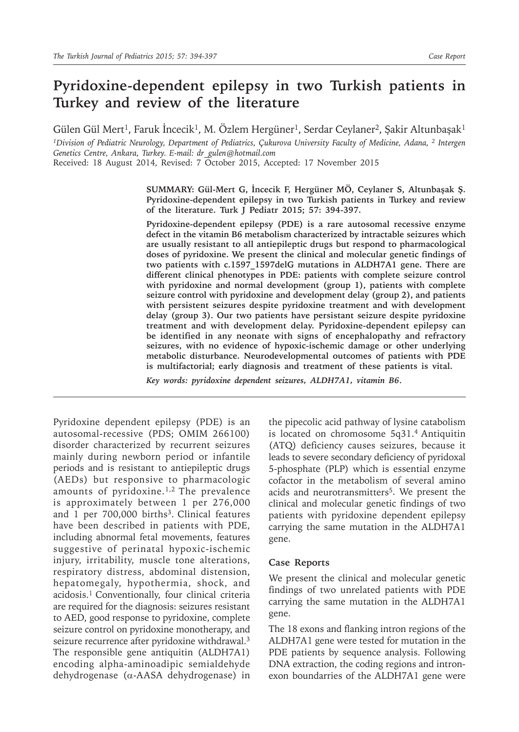# Pyridoxine-dependent epilepsy in two Turkish patients in Turkey and review of the literature

Gülen Gül Mert[1], Faruk İncecik[1], M. Özlem Hergüner[1], Serdar Ceylaner[2], Şakir Altunbaşak[1]

[1]*Division of Pediatric Neurology, Department of Pediatrics, Çukurova University Faculty of Medicine, Adana,* [2] *Intergen Genetics Centre, Ankara, Turkey. E-mail: dr_gulen@hotmail.com*

Received: 18 August 2014, Revised: 7 October 2015, Accepted: 17 November 2015

**SUMMARY: Gül-Mert G, İncecik F, Hergüner MÖ, Ceylaner S, Altunbaşak Ş. Pyridoxine-dependent epilepsy in two Turkish patients in Turkey and review of the literature. Turk J Pediatr 2015; 57: 394-397.**

**Pyridoxine-dependent epilepsy (PDE) is a rare autosomal recessive enzyme defect in the vitamin B6 metabolism characterized by intractable seizures which are usually resistant to all antiepileptic drugs but respond to pharmacological doses of pyridoxine. We present the clinical and molecular genetic findings of two patients with c.1597_1597delG mutations in ALDH7A1 gene. There are different clinical phenotypes in PDE: patients with complete seizure control with pyridoxine and normal development (group 1), patients with complete seizure control with pyridoxine and development delay (group 2), and patients with persistent seizures despite pyridoxine treatment and with development delay (group 3). Our two patients have persistant seizure despite pyridoxine treatment and with development delay. Pyridoxine-dependent epilepsy can be identified in any neonate with signs of encephalopathy and refractory seizures, with no evidence of hypoxic-ischemic damage or other underlying metabolic disturbance. Neurodevelopmental outcomes of patients with PDE is multifactorial; early diagnosis and treatment of these patients is vital.**

***Key words: pyridoxine dependent seizures, ALDH7A1, vitamin B6.***

Pyridoxine dependent epilepsy (PDE) is an autosomal-recessive (PDS; OMIM 266100) disorder characterized by recurrent seizures mainly during newborn period or infantile periods and is resistant to antiepileptic drugs (AEDs) but responsive to pharmacologic amounts of pyridoxine.[1,2] The prevalence is approximately between 1 per 276,000 and 1 per 700,000 births[3]. Clinical features have been described in patients with PDE, including abnormal fetal movements, features suggestive of perinatal hypoxic-ischemic injury, irritability, muscle tone alterations, respiratory distress, abdominal distension, hepatomegaly, hypothermia, shock, and acidosis.[1] Conventionally, four clinical criteria are required for the diagnosis: seizures resistant to AED, good response to pyridoxine, complete seizure control on pyridoxine monotherapy, and seizure recurrence after pyridoxine withdrawal.[3] The responsible gene antiquitin (ALDH7A1) encoding alpha-aminoadipic semialdehyde dehydrogenase (α-AASA dehydrogenase) in the pipecolic acid pathway of lysine catabolism is located on chromosome 5q31.[4] Antiquitin (ATQ) deficiency causes seizures, because it leads to severe secondary deficiency of pyridoxal 5-phosphate (PLP) which is essential enzyme cofactor in the metabolism of several amino acids and neurotransmitters[5]. We present the clinical and molecular genetic findings of two patients with pyridoxine dependent epilepsy carrying the same mutation in the ALDH7A1 gene.

## Case Reports

We present the clinical and molecular genetic findings of two unrelated patients with PDE carrying the same mutation in the ALDH7A1 gene.

The 18 exons and flanking intron regions of the ALDH7A1 gene were tested for mutation in the PDE patients by sequence analysis. Following DNA extraction, the coding regions and intron-exon boundarries of the ALDH7A1 gene were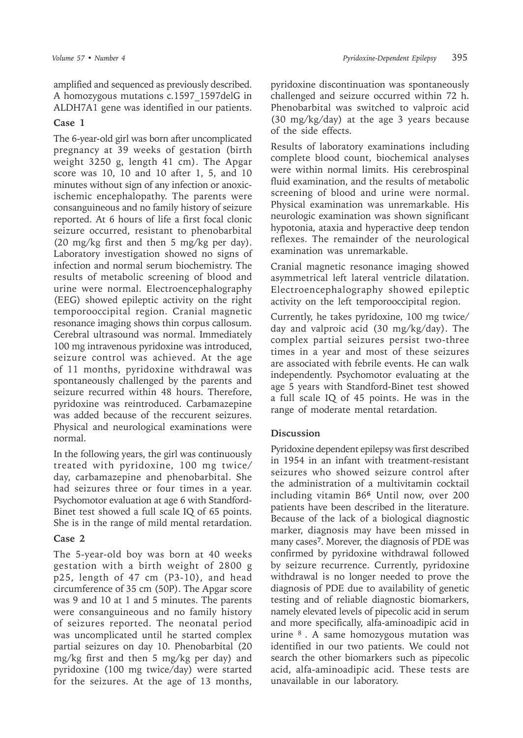amplified and sequenced as previously described. A homozygous mutations c.1597_1597delG in ALDH7A1 gene was identified in our patients.

### Case 1

The 6-year-old girl was born after uncomplicated pregnancy at 39 weeks of gestation (birth weight 3250 g, length 41 cm). The Apgar score was 10, 10 and 10 after 1, 5, and 10 minutes without sign of any infection or anoxic-ischemic encephalopathy. The parents were consanguineous and no family history of seizure reported. At 6 hours of life a first focal clonic seizure occurred, resistant to phenobarbital (20 mg/kg first and then 5 mg/kg per day). Laboratory investigation showed no signs of infection and normal serum biochemistry. The results of metabolic screening of blood and urine were normal. Electroencephalography (EEG) showed epileptic activity on the right temporooccipital region. Cranial magnetic resonance imaging shows thin corpus callosum. Cerebral ultrasound was normal. Immediately 100 mg intravenous pyridoxine was introduced, seizure control was achieved. At the age of 11 months, pyridoxine withdrawal was spontaneously challenged by the parents and seizure recurred within 48 hours. Therefore, pyridoxine was reintroduced. Carbamazepine was added because of the reccurent seizures. Physical and neurological examinations were normal.

In the following years, the girl was continuously treated with pyridoxine, 100 mg twice/day, carbamazepine and phenobarbital. She had seizures three or four times in a year. Psychomotor evaluation at age 6 with Standford-Binet test showed a full scale IQ of 65 points. She is in the range of mild mental retardation.

### Case 2

The 5-year-old boy was born at 40 weeks gestation with a birth weight of 2800 g p25, length of 47 cm (P3-10), and head circumference of 35 cm (50P). The Apgar score was 9 and 10 at 1 and 5 minutes. The parents were consanguineous and no family history of seizures reported. The neonatal period was uncomplicated until he started complex partial seizures on day 10. Phenobarbital (20 mg/kg first and then 5 mg/kg per day) and pyridoxine (100 mg twice/day) were started for the seizures. At the age of 13 months, pyridoxine discontinuation was spontaneously challenged and seizure occurred within 72 h. Phenobarbital was switched to valproic acid (30 mg/kg/day) at the age 3 years because of the side effects.

Results of laboratory examinations including complete blood count, biochemical analyses were within normal limits. His cerebrospinal fluid examination, and the results of metabolic screening of blood and urine were normal. Physical examination was unremarkable. His neurologic examination was shown significant hypotonia, ataxia and hyperactive deep tendon reflexes. The remainder of the neurological examination was unremarkable.

Cranial magnetic resonance imaging showed asymmetrical left lateral ventricle dilatation. Electroencephalography showed epileptic activity on the left temporooccipital region.

Currently, he takes pyridoxine, 100 mg twice/day and valproic acid (30 mg/kg/day). The complex partial seizures persist two-three times in a year and most of these seizures are associated with febrile events. He can walk independently. Psychomotor evaluating at the age 5 years with Standford-Binet test showed a full scale IQ of 45 points. He was in the range of moderate mental retardation.

## Discussion

Pyridoxine dependent epilepsy was first described in 1954 in an infant with treatment-resistant seizures who showed seizure control after the administration of a multivitamin cocktail including vitamin B6[6]. Until now, over 200 patients have been described in the literature. Because of the lack of a biological diagnostic marker, diagnosis may have been missed in many cases[7]. Morever, the diagnosis of PDE was confirmed by pyridoxine withdrawal followed by seizure recurrence. Currently, pyridoxine withdrawal is no longer needed to prove the diagnosis of PDE due to availability of genetic testing and of reliable diagnostic biomarkers, namely elevated levels of pipecolic acid in serum and more specifically, alfa-aminoadipic acid in urine [8]. A same homozygous mutation was identified in our two patients. We could not search the other biomarkers such as pipecolic acid, alfa-aminoadipic acid. These tests are unavailable in our laboratory.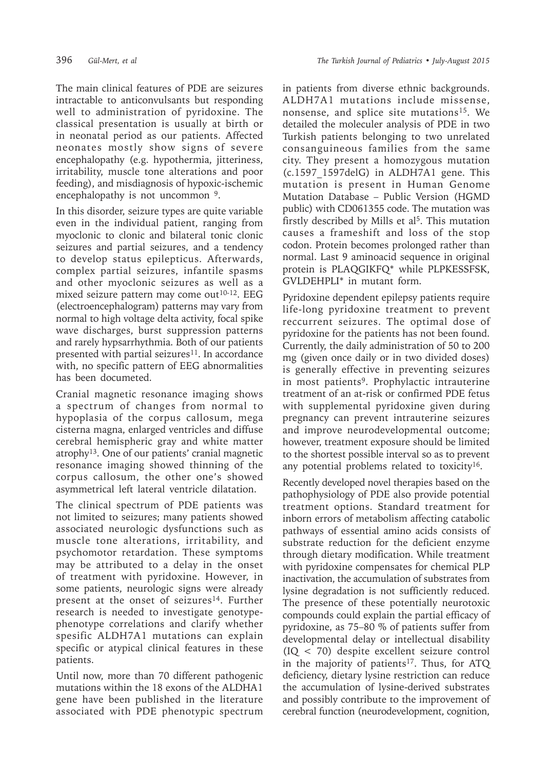The main clinical features of PDE are seizures intractable to anticonvulsants but responding well to administration of pyridoxine. The classical presentation is usually at birth or in neonatal period as our patients. Affected neonates mostly show signs of severe encephalopathy (e.g. hypothermia, jitteriness, irritability, muscle tone alterations and poor feeding), and misdiagnosis of hypoxic-ischemic encephalopathy is not uncommon [9].

In this disorder, seizure types are quite variable even in the individual patient, ranging from myoclonic to clonic and bilateral tonic clonic seizures and partial seizures, and a tendency to develop status epilepticus. Afterwards, complex partial seizures, infantile spasms and other myoclonic seizures as well as a mixed seizure pattern may come out[10-12]. EEG (electroencephalogram) patterns may vary from normal to high voltage delta activity, focal spike wave discharges, burst suppression patterns and rarely hypsarrhythmia. Both of our patients presented with partial seizures[11]. In accordance with, no specific pattern of EEG abnormalities has been documeted.

Cranial magnetic resonance imaging shows a spectrum of changes from normal to hypoplasia of the corpus callosum, mega cisterna magna, enlarged ventricles and diffuse cerebral hemispheric gray and white matter atrophy[13]. One of our patients' cranial magnetic resonance imaging showed thinning of the corpus callosum, the other one's showed asymmetrical left lateral ventricle dilatation.

The clinical spectrum of PDE patients was not limited to seizures; many patients showed associated neurologic dysfunctions such as muscle tone alterations, irritability, and psychomotor retardation. These symptoms may be attributed to a delay in the onset of treatment with pyridoxine. However, in some patients, neurologic signs were already present at the onset of seizures[14]. Further research is needed to investigate genotype-phenotype correlations and clarify whether spesific ALDH7A1 mutations can explain specific or atypical clinical features in these patients.

Until now, more than 70 different pathogenic mutations within the 18 exons of the ALDHA1 gene have been published in the literature associated with PDE phenotypic spectrum in patients from diverse ethnic backgrounds. ALDH7A1 mutations include missense, nonsense, and splice site mutations[15]. We detailed the moleculer analysis of PDE in two Turkish patients belonging to two unrelated consanguineous families from the same city. They present a homozygous mutation (c.1597_1597delG) in ALDH7A1 gene. This mutation is present in Human Genome Mutation Database – Public Version (HGMD public) with CD061355 code. The mutation was firstly described by Mills et al[5]. This mutation causes a frameshift and loss of the stop codon. Protein becomes prolonged rather than normal. Last 9 aminoacid sequence in original protein is PLAQGIKFQ* while PLPKESSFSK, GVLDEHPLI* in mutant form.

Pyridoxine dependent epilepsy patients require life-long pyridoxine treatment to prevent reccurrent seizures. The optimal dose of pyridoxine for the patients has not been found. Currently, the daily administration of 50 to 200 mg (given once daily or in two divided doses) is generally effective in preventing seizures in most patients[9]. Prophylactic intrauterine treatment of an at-risk or confirmed PDE fetus with supplemental pyridoxine given during pregnancy can prevent intrauterine seizures and improve neurodevelopmental outcome; however, treatment exposure should be limited to the shortest possible interval so as to prevent any potential problems related to toxicity[16].

Recently developed novel therapies based on the pathophysiology of PDE also provide potential treatment options. Standard treatment for inborn errors of metabolism affecting catabolic pathways of essential amino acids consists of substrate reduction for the deficient enzyme through dietary modification. While treatment with pyridoxine compensates for chemical PLP inactivation, the accumulation of substrates from lysine degradation is not sufficiently reduced. The presence of these potentially neurotoxic compounds could explain the partial efficacy of pyridoxine, as 75–80 % of patients suffer from developmental delay or intellectual disability (IQ < 70) despite excellent seizure control in the majority of patients[17]. Thus, for ATQ deficiency, dietary lysine restriction can reduce the accumulation of lysine-derived substrates and possibly contribute to the improvement of cerebral function (neurodevelopment, cognition,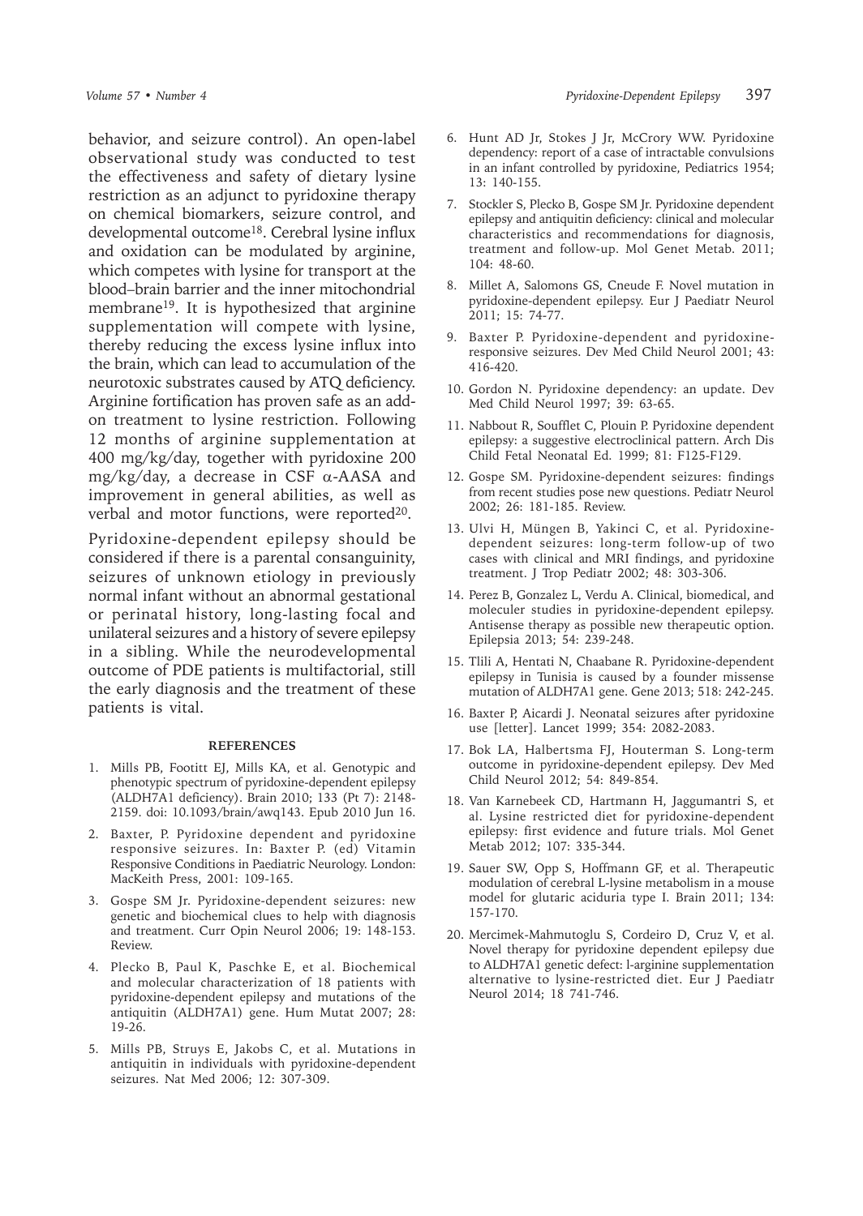behavior, and seizure control). An open-label observational study was conducted to test the effectiveness and safety of dietary lysine restriction as an adjunct to pyridoxine therapy on chemical biomarkers, seizure control, and developmental outcome[18]. Cerebral lysine influx and oxidation can be modulated by arginine, which competes with lysine for transport at the blood–brain barrier and the inner mitochondrial membrane[19]. It is hypothesized that arginine supplementation will compete with lysine, thereby reducing the excess lysine influx into the brain, which can lead to accumulation of the neurotoxic substrates caused by ATQ deficiency. Arginine fortification has proven safe as an add-on treatment to lysine restriction. Following 12 months of arginine supplementation at 400 mg/kg/day, together with pyridoxine 200 mg/kg/day, a decrease in CSF $\alpha$-AASA and improvement in general abilities, as well as verbal and motor functions, were reported[20].

Pyridoxine-dependent epilepsy should be considered if there is a parental consanguinity, seizures of unknown etiology in previously normal infant without an abnormal gestational or perinatal history, long-lasting focal and unilateral seizures and a history of severe epilepsy in a sibling. While the neurodevelopmental outcome of PDE patients is multifactorial, still the early diagnosis and the treatment of these patients is vital.

## REFERENCES

1. Mills PB, Footitt EJ, Mills KA, et al. Genotypic and phenotypic spectrum of pyridoxine-dependent epilepsy (ALDH7A1 deficiency). Brain 2010; 133 (Pt 7): 2148-2159. doi: 10.1093/brain/awq143. Epub 2010 Jun 16.
2. Baxter, P. Pyridoxine dependent and pyridoxine responsive seizures. In: Baxter P. (ed) Vitamin Responsive Conditions in Paediatric Neurology. London: MacKeith Press, 2001: 109-165.
3. Gospe SM Jr. Pyridoxine-dependent seizures: new genetic and biochemical clues to help with diagnosis and treatment. Curr Opin Neurol 2006; 19: 148-153. Review.
4. Plecko B, Paul K, Paschke E, et al. Biochemical and molecular characterization of 18 patients with pyridoxine-dependent epilepsy and mutations of the antiquitin (ALDH7A1) gene. Hum Mutat 2007; 28: 19-26.
5. Mills PB, Struys E, Jakobs C, et al. Mutations in antiquitin in individuals with pyridoxine-dependent seizures. Nat Med 2006; 12: 307-309.
6. Hunt AD Jr, Stokes J Jr, McCrory WW. Pyridoxine dependency: report of a case of intractable convulsions in an infant controlled by pyridoxine, Pediatrics 1954; 13: 140-155.
7. Stockler S, Plecko B, Gospe SM Jr. Pyridoxine dependent epilepsy and antiquitin deficiency: clinical and molecular characteristics and recommendations for diagnosis, treatment and follow-up. Mol Genet Metab. 2011; 104: 48-60.
8. Millet A, Salomons GS, Cneude F. Novel mutation in pyridoxine-dependent epilepsy. Eur J Paediatr Neurol 2011; 15: 74-77.
9. Baxter P. Pyridoxine-dependent and pyridoxine-responsive seizures. Dev Med Child Neurol 2001; 43: 416-420.
10. Gordon N. Pyridoxine dependency: an update. Dev Med Child Neurol 1997; 39: 63-65.
11. Nabbout R, Soufflet C, Plouin P. Pyridoxine dependent epilepsy: a suggestive electroclinical pattern. Arch Dis Child Fetal Neonatal Ed. 1999; 81: F125-F129.
12. Gospe SM. Pyridoxine-dependent seizures: findings from recent studies pose new questions. Pediatr Neurol 2002; 26: 181-185. Review.
13. Ulvi H, Müngen B, Yakinci C, et al. Pyridoxine-dependent seizures: long-term follow-up of two cases with clinical and MRI findings, and pyridoxine treatment. J Trop Pediatr 2002; 48: 303-306.
14. Perez B, Gonzalez L, Verdu A. Clinical, biomedical, and moleculer studies in pyridoxine-dependent epilepsy. Antisense therapy as possible new therapeutic option. Epilepsia 2013; 54: 239-248.
15. Tlili A, Hentati N, Chaabane R. Pyridoxine-dependent epilepsy in Tunisia is caused by a founder missense mutation of ALDH7A1 gene. Gene 2013; 518: 242-245.
16. Baxter P, Aicardi J. Neonatal seizures after pyridoxine use [letter]. Lancet 1999; 354: 2082-2083.
17. Bok LA, Halbertsma FJ, Houterman S. Long-term outcome in pyridoxine-dependent epilepsy. Dev Med Child Neurol 2012; 54: 849-854.
18. Van Karnebeek CD, Hartmann H, Jaggumantri S, et al. Lysine restricted diet for pyridoxine-dependent epilepsy: first evidence and future trials. Mol Genet Metab 2012; 107: 335-344.
19. Sauer SW, Opp S, Hoffmann GF, et al. Therapeutic modulation of cerebral L-lysine metabolism in a mouse model for glutaric aciduria type I. Brain 2011; 134: 157-170.
20. Mercimek-Mahmutoglu S, Cordeiro D, Cruz V, et al. Novel therapy for pyridoxine dependent epilepsy due to ALDH7A1 genetic defect: l-arginine supplementation alternative to lysine-restricted diet. Eur J Paediatr Neurol 2014; 18 741-746.